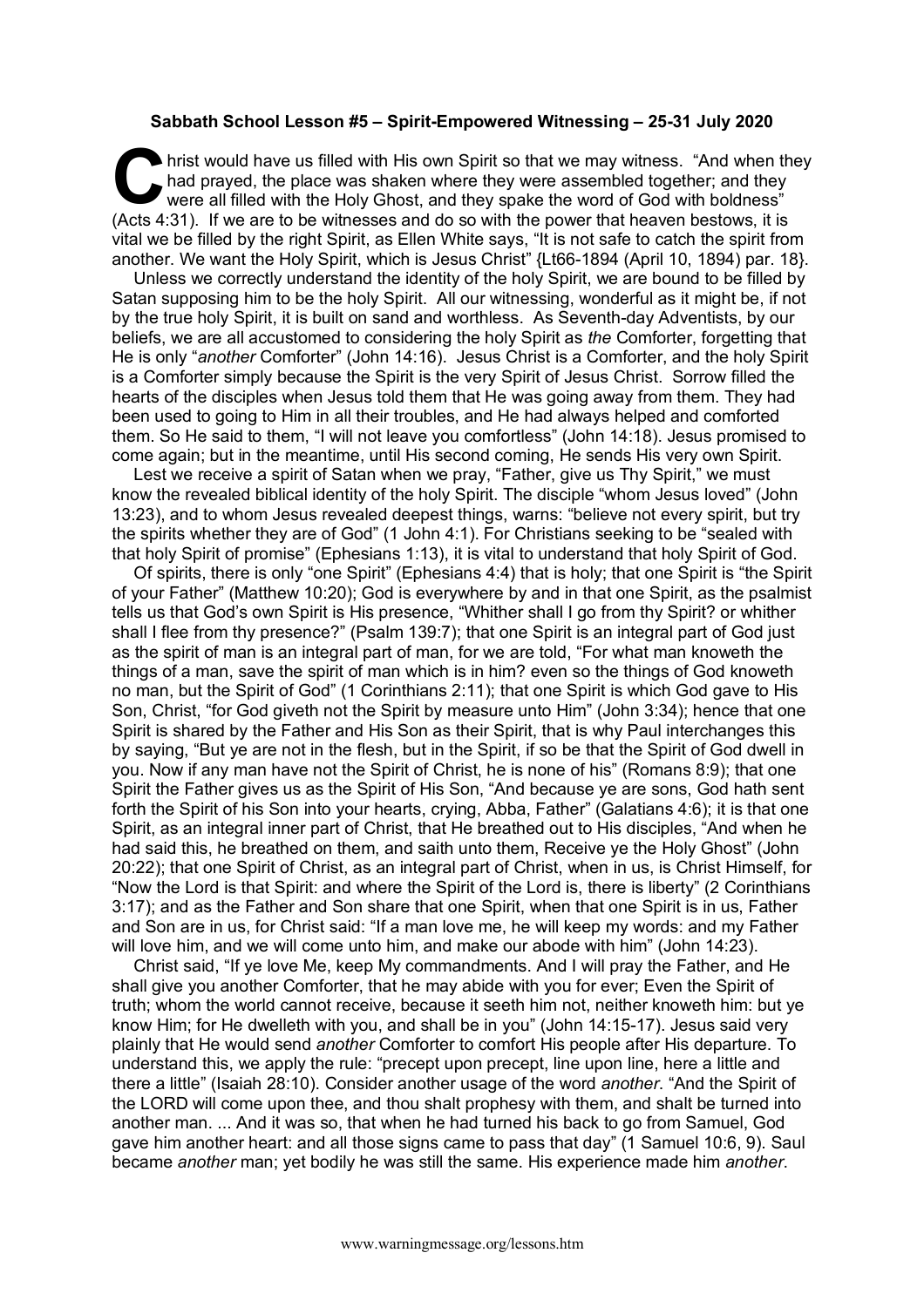**Sabbath School Lesson #5 – Spirit-Empowered Witnessing – 25-31 July 2020**

Christ would have us filled with His own Spirit so that we may witness. "And when they had prayed, the place was shaken where they were assembled together; and they were all filled with the Holy Ghost, and they spake the word of God with boldness" (Acts 4:31). If we are to be witnesses and do so with the power that heaven bestows, it is vital we be filled by the right Spirit, as Ellen White says, "It is not safe to catch the spirit from another. We want the Holy Spirit, which is Jesus Christ" {Lt66-1894 (April 10, 1894) par. 18}.

Unless we correctly understand the identity of the holy Spirit, we are bound to be filled by Satan supposing him to be the holy Spirit. All our witnessing, wonderful as it might be, if not by the true holy Spirit, it is built on sand and worthless. As Seventh-day Adventists, by our beliefs, we are all accustomed to considering the holy Spirit as *the* Comforter, forgetting that He is only "*another* Comforter" (John 14:16). Jesus Christ is a Comforter, and the holy Spirit is a Comforter simply because the Spirit is the very Spirit of Jesus Christ. Sorrow filled the hearts of the disciples when Jesus told them that He was going away from them. They had been used to going to Him in all their troubles, and He had always helped and comforted them. So He said to them, "I will not leave you comfortless" (John 14:18). Jesus promised to come again; but in the meantime, until His second coming, He sends His very own Spirit.

Lest we receive a spirit of Satan when we pray, "Father, give us Thy Spirit," we must know the revealed biblical identity of the holy Spirit. The disciple "whom Jesus loved" (John 13:23), and to whom Jesus revealed deepest things, warns: "believe not every spirit, but try the spirits whether they are of God" (1 John 4:1). For Christians seeking to be "sealed with that holy Spirit of promise" (Ephesians 1:13), it is vital to understand that holy Spirit of God.

Of spirits, there is only "one Spirit" (Ephesians 4:4) that is holy; that one Spirit is "the Spirit of your Father" (Matthew 10:20); God is everywhere by and in that one Spirit, as the psalmist tells us that God's own Spirit is His presence, "Whither shall I go from thy Spirit? or whither shall I flee from thy presence?" (Psalm 139:7); that one Spirit is an integral part of God just as the spirit of man is an integral part of man, for we are told, "For what man knoweth the things of a man, save the spirit of man which is in him? even so the things of God knoweth no man, but the Spirit of God" (1 Corinthians 2:11); that one Spirit is which God gave to His Son, Christ, "for God giveth not the Spirit by measure unto Him" (John 3:34); hence that one Spirit is shared by the Father and His Son as their Spirit, that is why Paul interchanges this by saying, "But ye are not in the flesh, but in the Spirit, if so be that the Spirit of God dwell in you. Now if any man have not the Spirit of Christ, he is none of his" (Romans 8:9); that one Spirit the Father gives us as the Spirit of His Son, "And because ye are sons, God hath sent forth the Spirit of his Son into your hearts, crying, Abba, Father" (Galatians 4:6); it is that one Spirit, as an integral inner part of Christ, that He breathed out to His disciples, "And when he had said this, he breathed on them, and saith unto them, Receive ye the Holy Ghost" (John 20:22); that one Spirit of Christ, as an integral part of Christ, when in us, is Christ Himself, for "Now the Lord is that Spirit: and where the Spirit of the Lord is, there is liberty" (2 Corinthians 3:17); and as the Father and Son share that one Spirit, when that one Spirit is in us, Father and Son are in us, for Christ said: "If a man love me, he will keep my words: and my Father will love him, and we will come unto him, and make our abode with him" (John 14:23).

Christ said, "If ye love Me, keep My commandments. And I will pray the Father, and He shall give you another Comforter, that he may abide with you for ever; Even the Spirit of truth; whom the world cannot receive, because it seeth him not, neither knoweth him: but ye know Him; for He dwelleth with you, and shall be in you" (John 14:15-17). Jesus said very plainly that He would send *another* Comforter to comfort His people after His departure. To understand this, we apply the rule: "precept upon precept, line upon line, here a little and there a little" (Isaiah 28:10). Consider another usage of the word *another*. "And the Spirit of the LORD will come upon thee, and thou shalt prophesy with them, and shalt be turned into another man. ... And it was so, that when he had turned his back to go from Samuel, God gave him another heart: and all those signs came to pass that day" (1 Samuel 10:6, 9). Saul became *another* man; yet bodily he was still the same. His experience made him *another*.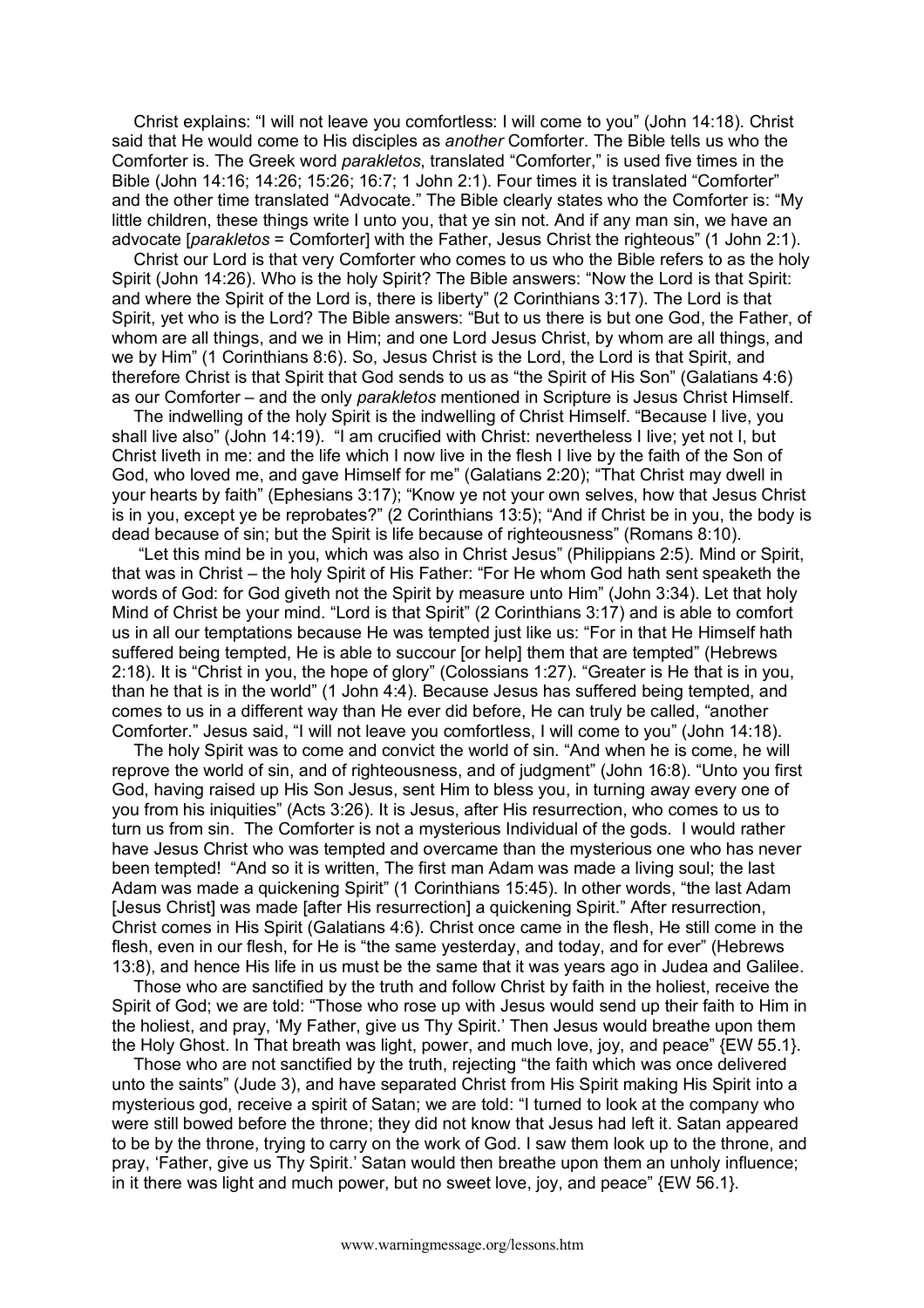Christ explains: "I will not leave you comfortless: I will come to you" (John 14:18). Christ said that He would come to His disciples as *another* Comforter. The Bible tells us who the Comforter is. The Greek word *parakletos*, translated "Comforter," is used five times in the Bible (John 14:16; 14:26; 15:26; 16:7; 1 John 2:1). Four times it is translated "Comforter" and the other time translated "Advocate." The Bible clearly states who the Comforter is: "My little children, these things write I unto you, that ye sin not. And if any man sin, we have an advocate [*parakletos* = Comforter] with the Father, Jesus Christ the righteous" (1 John 2:1).

Christ our Lord is that very Comforter who comes to us who the Bible refers to as the holy Spirit (John 14:26). Who is the holy Spirit? The Bible answers: "Now the Lord is that Spirit: and where the Spirit of the Lord is, there is liberty" (2 Corinthians 3:17). The Lord is that Spirit, yet who is the Lord? The Bible answers: "But to us there is but one God, the Father, of whom are all things, and we in Him; and one Lord Jesus Christ, by whom are all things, and we by Him" (1 Corinthians 8:6). So, Jesus Christ is the Lord, the Lord is that Spirit, and therefore Christ is that Spirit that God sends to us as "the Spirit of His Son" (Galatians 4:6) as our Comforter – and the only *parakletos* mentioned in Scripture is Jesus Christ Himself.

The indwelling of the holy Spirit is the indwelling of Christ Himself. "Because I live, you shall live also" (John 14:19). "I am crucified with Christ: nevertheless I live; yet not I, but Christ liveth in me: and the life which I now live in the flesh I live by the faith of the Son of God, who loved me, and gave Himself for me" (Galatians 2:20); "That Christ may dwell in your hearts by faith" (Ephesians 3:17); "Know ye not your own selves, how that Jesus Christ is in you, except ye be reprobates?" (2 Corinthians 13:5); "And if Christ be in you, the body is dead because of sin; but the Spirit is life because of righteousness" (Romans 8:10).

"Let this mind be in you, which was also in Christ Jesus" (Philippians 2:5). Mind or Spirit, that was in Christ – the holy Spirit of His Father: "For He whom God hath sent speaketh the words of God: for God giveth not the Spirit by measure unto Him" (John 3:34). Let that holy Mind of Christ be your mind. "Lord is that Spirit" (2 Corinthians 3:17) and is able to comfort us in all our temptations because He was tempted just like us: "For in that He Himself hath suffered being tempted, He is able to succour [or help] them that are tempted" (Hebrews 2:18). It is "Christ in you, the hope of glory" (Colossians 1:27). "Greater is He that is in you, than he that is in the world" (1 John 4:4). Because Jesus has suffered being tempted, and comes to us in a different way than He ever did before, He can truly be called, "another Comforter." Jesus said, "I will not leave you comfortless, I will come to you" (John 14:18).

The holy Spirit was to come and convict the world of sin. "And when he is come, he will reprove the world of sin, and of righteousness, and of judgment" (John 16:8). "Unto you first God, having raised up His Son Jesus, sent Him to bless you, in turning away every one of you from his iniquities" (Acts 3:26). It is Jesus, after His resurrection, who comes to us to turn us from sin. The Comforter is not a mysterious Individual of the gods. I would rather have Jesus Christ who was tempted and overcame than the mysterious one who has never been tempted! "And so it is written, The first man Adam was made a living soul; the last Adam was made a quickening Spirit" (1 Corinthians 15:45). In other words, "the last Adam [Jesus Christ] was made [after His resurrection] a quickening Spirit." After resurrection, Christ comes in His Spirit (Galatians 4:6). Christ once came in the flesh, He still come in the flesh, even in our flesh, for He is "the same yesterday, and today, and for ever" (Hebrews 13:8), and hence His life in us must be the same that it was years ago in Judea and Galilee.

Those who are sanctified by the truth and follow Christ by faith in the holiest, receive the Spirit of God; we are told: "Those who rose up with Jesus would send up their faith to Him in the holiest, and pray, 'My Father, give us Thy Spirit.' Then Jesus would breathe upon them the Holy Ghost. In That breath was light, power, and much love, joy, and peace" {EW 55.1}.

Those who are not sanctified by the truth, rejecting "the faith which was once delivered unto the saints" (Jude 3), and have separated Christ from His Spirit making His Spirit into a mysterious god, receive a spirit of Satan; we are told: "I turned to look at the company who were still bowed before the throne; they did not know that Jesus had left it. Satan appeared to be by the throne, trying to carry on the work of God. I saw them look up to the throne, and pray, 'Father, give us Thy Spirit.' Satan would then breathe upon them an unholy influence; in it there was light and much power, but no sweet love, joy, and peace" {EW 56.1}.

www.warningmessage.org/lessons.htm